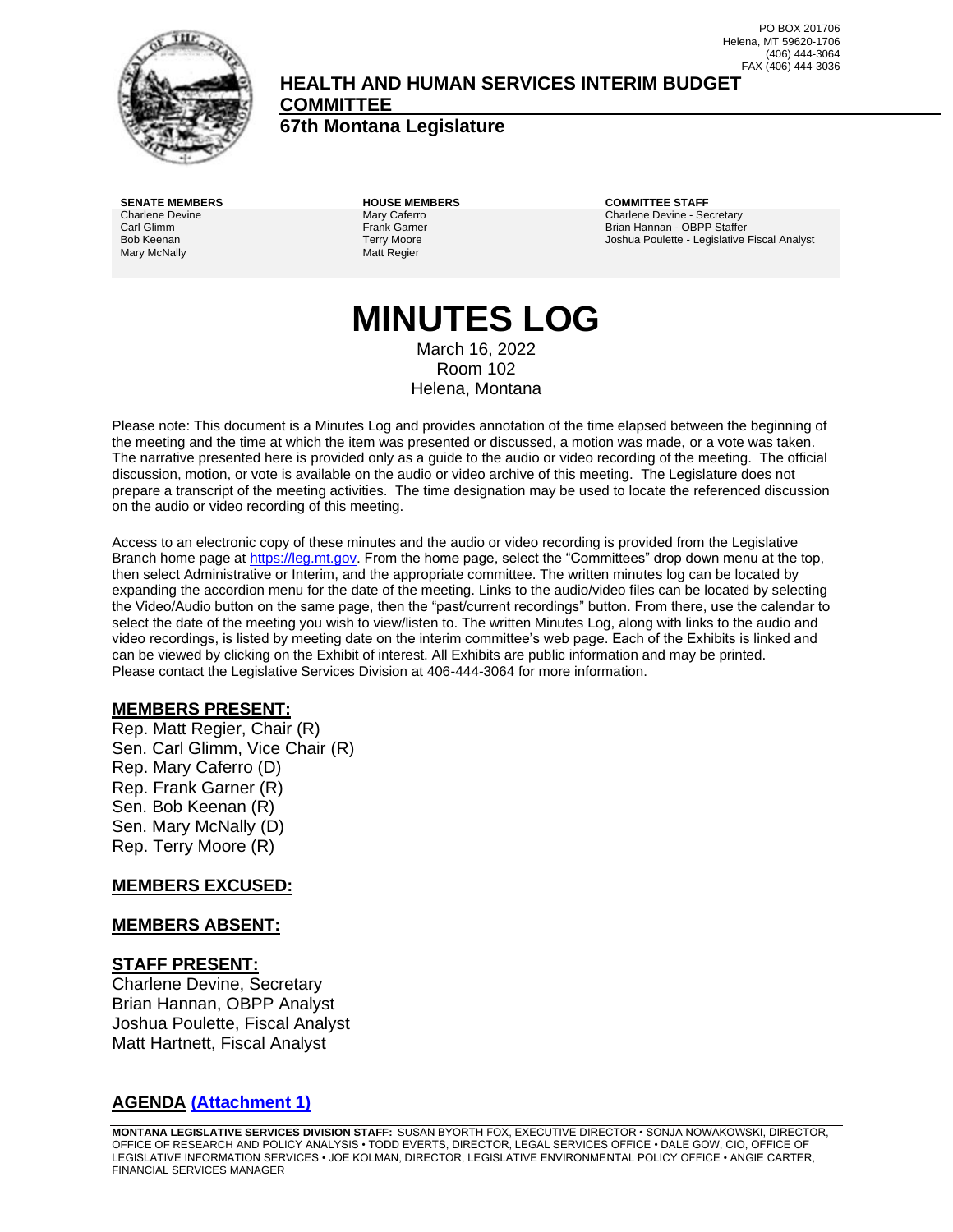PO BOX 201706
Helena, MT 59620-1706
(406) 444-3064
FAX (406) 444-3036

# HEALTH AND HUMAN SERVICES INTERIM BUDGET COMMITTEE

**67th Montana Legislature**

| SENATE MEMBERS | HOUSE MEMBERS | COMMITTEE STAFF |
|---|---|---|
| Charlene Devine | Mary Caferro | Charlene Devine - Secretary |
| Carl Glimm | Frank Garner | Brian Hannan - OBPP Staffer |
| Bob Keenan | Terry Moore | Joshua Poulette - Legislative Fiscal Analyst |
| Mary McNally | Matt Regier | |

# MINUTES LOG

March 16, 2022
Room 102
Helena, Montana

Please note: This document is a Minutes Log and provides annotation of the time elapsed between the beginning of the meeting and the time at which the item was presented or discussed, a motion was made, or a vote was taken. The narrative presented here is provided only as a guide to the audio or video recording of the meeting. The official discussion, motion, or vote is available on the audio or video archive of this meeting. The Legislature does not prepare a transcript of the meeting activities. The time designation may be used to locate the referenced discussion on the audio or video recording of this meeting.

Access to an electronic copy of these minutes and the audio or video recording is provided from the Legislative Branch home page at https://leg.mt.gov. From the home page, select the "Committees" drop down menu at the top, then select Administrative or Interim, and the appropriate committee. The written minutes log can be located by expanding the accordion menu for the date of the meeting. Links to the audio/video files can be located by selecting the Video/Audio button on the same page, then the "past/current recordings" button. From there, use the calendar to select the date of the meeting you wish to view/listen to. The written Minutes Log, along with links to the audio and video recordings, is listed by meeting date on the interim committee's web page. Each of the Exhibits is linked and can be viewed by clicking on the Exhibit of interest. All Exhibits are public information and may be printed. Please contact the Legislative Services Division at 406-444-3064 for more information.

## MEMBERS PRESENT:

Rep. Matt Regier, Chair (R)
Sen. Carl Glimm, Vice Chair (R)
Rep. Mary Caferro (D)
Rep. Frank Garner (R)
Sen. Bob Keenan (R)
Sen. Mary McNally (D)
Rep. Terry Moore (R)

## MEMBERS EXCUSED:

## MEMBERS ABSENT:

## STAFF PRESENT:

Charlene Devine, Secretary
Brian Hannan, OBPP Analyst
Joshua Poulette, Fiscal Analyst
Matt Hartnett, Fiscal Analyst

## AGENDA (Attachment 1)

**MONTANA LEGISLATIVE SERVICES DIVISION STAFF:** SUSAN BYORTH FOX, EXECUTIVE DIRECTOR • SONJA NOWAKOWSKI, DIRECTOR, OFFICE OF RESEARCH AND POLICY ANALYSIS • TODD EVERTS, DIRECTOR, LEGAL SERVICES OFFICE • DALE GOW, CIO, OFFICE OF LEGISLATIVE INFORMATION SERVICES • JOE KOLMAN, DIRECTOR, LEGISLATIVE ENVIRONMENTAL POLICY OFFICE • ANGIE CARTER, FINANCIAL SERVICES MANAGER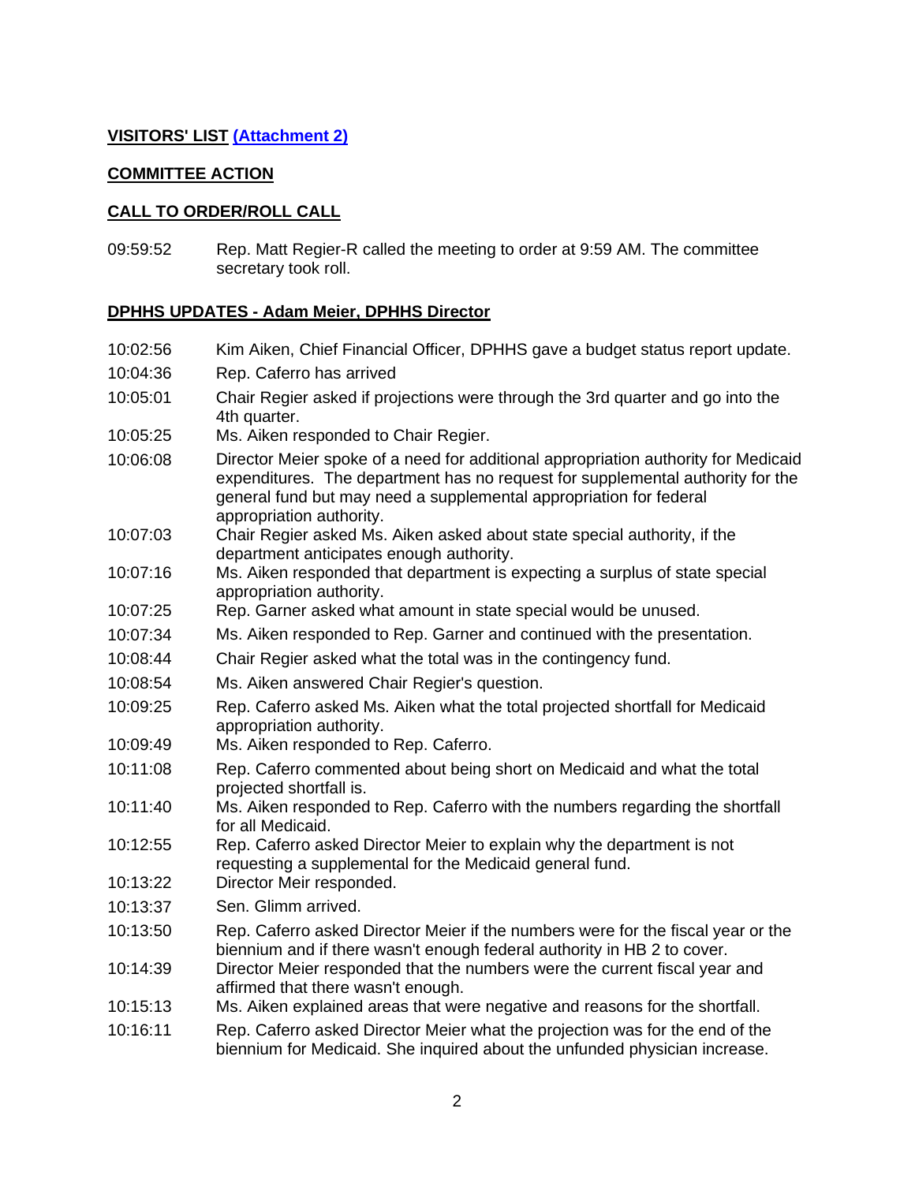**VISITORS' LIST** **(Attachment 2)**

**COMMITTEE ACTION**

**CALL TO ORDER/ROLL CALL**

09:59:52 Rep. Matt Regier-R called the meeting to order at 9:59 AM. The committee secretary took roll.

**DPHHS UPDATES - Adam Meier, DPHHS Director**

10:02:56 Kim Aiken, Chief Financial Officer, DPHHS gave a budget status report update.

10:04:36 Rep. Caferro has arrived

10:05:01 Chair Regier asked if projections were through the 3rd quarter and go into the 4th quarter.

10:05:25 Ms. Aiken responded to Chair Regier.

10:06:08 Director Meier spoke of a need for additional appropriation authority for Medicaid expenditures. The department has no request for supplemental authority for the general fund but may need a supplemental appropriation for federal appropriation authority.

10:07:03 Chair Regier asked Ms. Aiken asked about state special authority, if the department anticipates enough authority.

10:07:16 Ms. Aiken responded that department is expecting a surplus of state special appropriation authority.

10:07:25 Rep. Garner asked what amount in state special would be unused.

10:07:34 Ms. Aiken responded to Rep. Garner and continued with the presentation.

10:08:44 Chair Regier asked what the total was in the contingency fund.

10:08:54 Ms. Aiken answered Chair Regier's question.

10:09:25 Rep. Caferro asked Ms. Aiken what the total projected shortfall for Medicaid appropriation authority.

10:09:49 Ms. Aiken responded to Rep. Caferro.

10:11:08 Rep. Caferro commented about being short on Medicaid and what the total projected shortfall is.

10:11:40 Ms. Aiken responded to Rep. Caferro with the numbers regarding the shortfall for all Medicaid.

10:12:55 Rep. Caferro asked Director Meier to explain why the department is not requesting a supplemental for the Medicaid general fund.

10:13:22 Director Meir responded.

10:13:37 Sen. Glimm arrived.

10:13:50 Rep. Caferro asked Director Meier if the numbers were for the fiscal year or the biennium and if there wasn't enough federal authority in HB 2 to cover.

10:14:39 Director Meier responded that the numbers were the current fiscal year and affirmed that there wasn't enough.

10:15:13 Ms. Aiken explained areas that were negative and reasons for the shortfall.

10:16:11 Rep. Caferro asked Director Meier what the projection was for the end of the biennium for Medicaid. She inquired about the unfunded physician increase.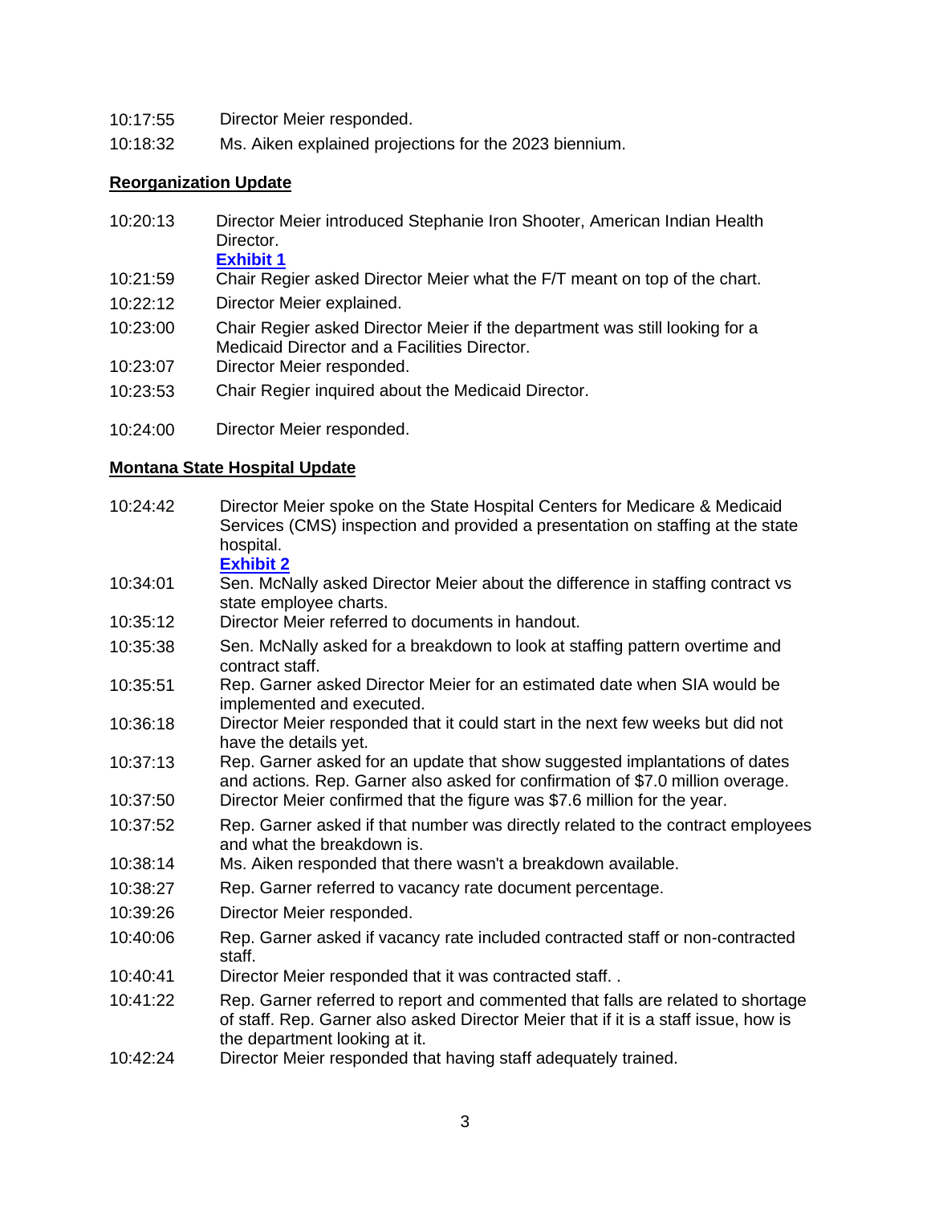| | |
|---|---|
| 10:17:55 | Director Meier responded. |
| 10:18:32 | Ms. Aiken explained projections for the 2023 biennium. |

## Reorganization Update

| | |
|---|---|
| 10:20:13 | Director Meier introduced Stephanie Iron Shooter, American Indian Health Director. **Exhibit 1** |
| 10:21:59 | Chair Regier asked Director Meier what the F/T meant on top of the chart. |
| 10:22:12 | Director Meier explained. |
| 10:23:00 | Chair Regier asked Director Meier if the department was still looking for a Medicaid Director and a Facilities Director. |
| 10:23:07 | Director Meier responded. |
| 10:23:53 | Chair Regier inquired about the Medicaid Director. |
| 10:24:00 | Director Meier responded. |

## Montana State Hospital Update

| | |
|---|---|
| 10:24:42 | Director Meier spoke on the State Hospital Centers for Medicare & Medicaid Services (CMS) inspection and provided a presentation on staffing at the state hospital. **Exhibit 2** |
| 10:34:01 | Sen. McNally asked Director Meier about the difference in staffing contract vs state employee charts. |
| 10:35:12 | Director Meier referred to documents in handout. |
| 10:35:38 | Sen. McNally asked for a breakdown to look at staffing pattern overtime and contract staff. |
| 10:35:51 | Rep. Garner asked Director Meier for an estimated date when SIA would be implemented and executed. |
| 10:36:18 | Director Meier responded that it could start in the next few weeks but did not have the details yet. |
| 10:37:13 | Rep. Garner asked for an update that show suggested implantations of dates and actions. Rep. Garner also asked for confirmation of $7.0 million overage. |
| 10:37:50 | Director Meier confirmed that the figure was $7.6 million for the year. |
| 10:37:52 | Rep. Garner asked if that number was directly related to the contract employees and what the breakdown is. |
| 10:38:14 | Ms. Aiken responded that there wasn't a breakdown available. |
| 10:38:27 | Rep. Garner referred to vacancy rate document percentage. |
| 10:39:26 | Director Meier responded. |
| 10:40:06 | Rep. Garner asked if vacancy rate included contracted staff or non-contracted staff. |
| 10:40:41 | Director Meier responded that it was contracted staff. . |
| 10:41:22 | Rep. Garner referred to report and commented that falls are related to shortage of staff. Rep. Garner also asked Director Meier that if it is a staff issue, how is the department looking at it. |
| 10:42:24 | Director Meier responded that having staff adequately trained. |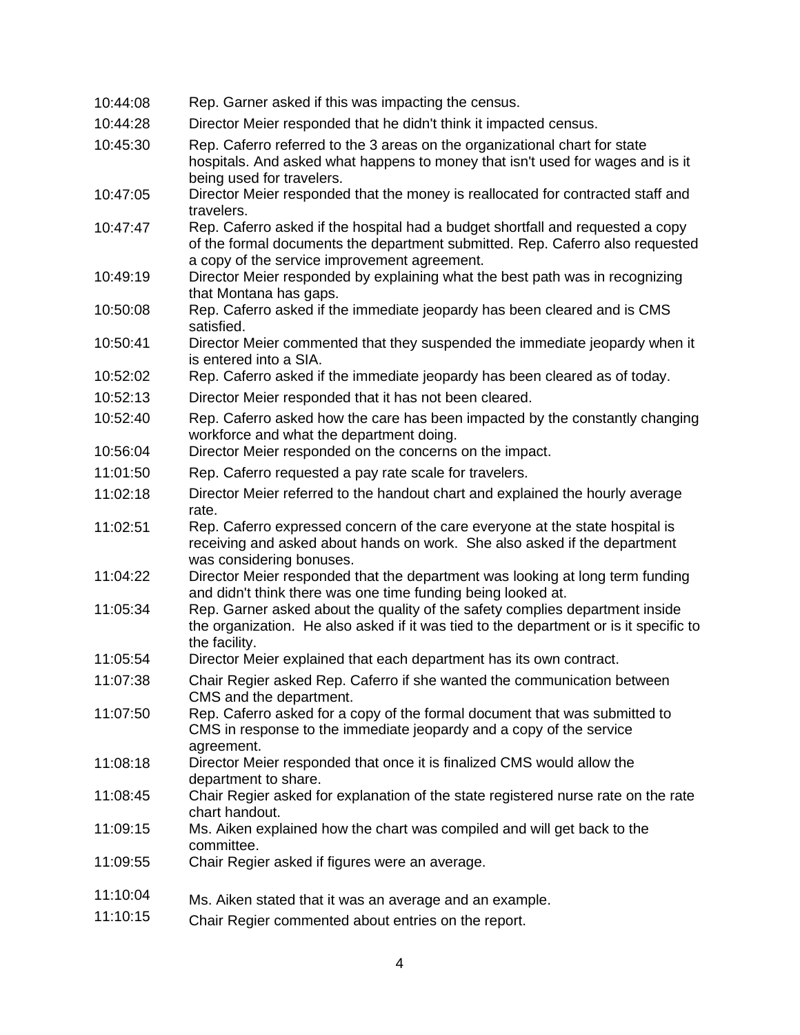| | |
|---|---|
| 10:44:08 | Rep. Garner asked if this was impacting the census. |
| 10:44:28 | Director Meier responded that he didn't think it impacted census. |
| 10:45:30 | Rep. Caferro referred to the 3 areas on the organizational chart for state hospitals. And asked what happens to money that isn't used for wages and is it being used for travelers. |
| 10:47:05 | Director Meier responded that the money is reallocated for contracted staff and travelers. |
| 10:47:47 | Rep. Caferro asked if the hospital had a budget shortfall and requested a copy of the formal documents the department submitted. Rep. Caferro also requested a copy of the service improvement agreement. |
| 10:49:19 | Director Meier responded by explaining what the best path was in recognizing that Montana has gaps. |
| 10:50:08 | Rep. Caferro asked if the immediate jeopardy has been cleared and is CMS satisfied. |
| 10:50:41 | Director Meier commented that they suspended the immediate jeopardy when it is entered into a SIA. |
| 10:52:02 | Rep. Caferro asked if the immediate jeopardy has been cleared as of today. |
| 10:52:13 | Director Meier responded that it has not been cleared. |
| 10:52:40 | Rep. Caferro asked how the care has been impacted by the constantly changing workforce and what the department doing. |
| 10:56:04 | Director Meier responded on the concerns on the impact. |
| 11:01:50 | Rep. Caferro requested a pay rate scale for travelers. |
| 11:02:18 | Director Meier referred to the handout chart and explained the hourly average rate. |
| 11:02:51 | Rep. Caferro expressed concern of the care everyone at the state hospital is receiving and asked about hands on work. She also asked if the department was considering bonuses. |
| 11:04:22 | Director Meier responded that the department was looking at long term funding and didn't think there was one time funding being looked at. |
| 11:05:34 | Rep. Garner asked about the quality of the safety complies department inside the organization. He also asked if it was tied to the department or is it specific to the facility. |
| 11:05:54 | Director Meier explained that each department has its own contract. |
| 11:07:38 | Chair Regier asked Rep. Caferro if she wanted the communication between CMS and the department. |
| 11:07:50 | Rep. Caferro asked for a copy of the formal document that was submitted to CMS in response to the immediate jeopardy and a copy of the service agreement. |
| 11:08:18 | Director Meier responded that once it is finalized CMS would allow the department to share. |
| 11:08:45 | Chair Regier asked for explanation of the state registered nurse rate on the rate chart handout. |
| 11:09:15 | Ms. Aiken explained how the chart was compiled and will get back to the committee. |
| 11:09:55 | Chair Regier asked if figures were an average. |
| 11:10:04 | Ms. Aiken stated that it was an average and an example. |
| 11:10:15 | Chair Regier commented about entries on the report. |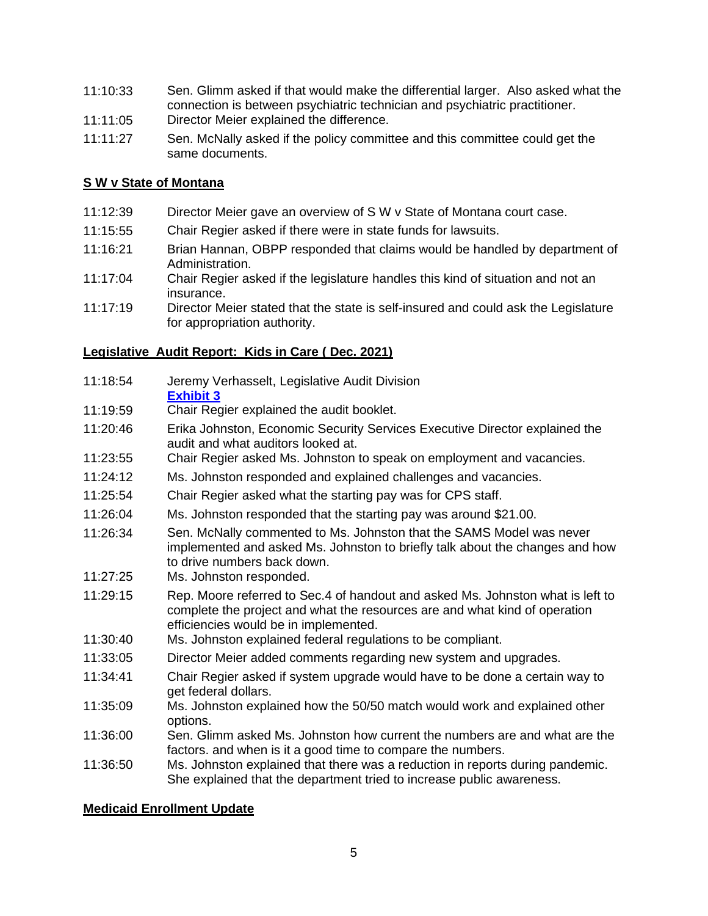| | |
|---|---|
| 11:10:33 | Sen. Glimm asked if that would make the differential larger. Also asked what the connection is between psychiatric technician and psychiatric practitioner. |
| 11:11:05 | Director Meier explained the difference. |
| 11:11:27 | Sen. McNally asked if the policy committee and this committee could get the same documents. |

**S W v State of Montana**

| | |
|---|---|
| 11:12:39 | Director Meier gave an overview of S W v State of Montana court case. |
| 11:15:55 | Chair Regier asked if there were in state funds for lawsuits. |
| 11:16:21 | Brian Hannan, OBPP responded that claims would be handled by department of Administration. |
| 11:17:04 | Chair Regier asked if the legislature handles this kind of situation and not an insurance. |
| 11:17:19 | Director Meier stated that the state is self-insured and could ask the Legislature for appropriation authority. |

**Legislative Audit Report: Kids in Care ( Dec. 2021)**

| | |
|---|---|
| 11:18:54 | Jeremy Verhasselt, Legislative Audit Division<br>**Exhibit 3** |
| 11:19:59 | Chair Regier explained the audit booklet. |
| 11:20:46 | Erika Johnston, Economic Security Services Executive Director explained the audit and what auditors looked at. |
| 11:23:55 | Chair Regier asked Ms. Johnston to speak on employment and vacancies. |
| 11:24:12 | Ms. Johnston responded and explained challenges and vacancies. |
| 11:25:54 | Chair Regier asked what the starting pay was for CPS staff. |
| 11:26:04 | Ms. Johnston responded that the starting pay was around $21.00. |
| 11:26:34 | Sen. McNally commented to Ms. Johnston that the SAMS Model was never implemented and asked Ms. Johnston to briefly talk about the changes and how to drive numbers back down. |
| 11:27:25 | Ms. Johnston responded. |
| 11:29:15 | Rep. Moore referred to Sec.4 of handout and asked Ms. Johnston what is left to complete the project and what the resources are and what kind of operation efficiencies would be in implemented. |
| 11:30:40 | Ms. Johnston explained federal regulations to be compliant. |
| 11:33:05 | Director Meier added comments regarding new system and upgrades. |
| 11:34:41 | Chair Regier asked if system upgrade would have to be done a certain way to get federal dollars. |
| 11:35:09 | Ms. Johnston explained how the 50/50 match would work and explained other options. |
| 11:36:00 | Sen. Glimm asked Ms. Johnston how current the numbers are and what are the factors. and when is it a good time to compare the numbers. |
| 11:36:50 | Ms. Johnston explained that there was a reduction in reports during pandemic. She explained that the department tried to increase public awareness. |

**Medicaid Enrollment Update**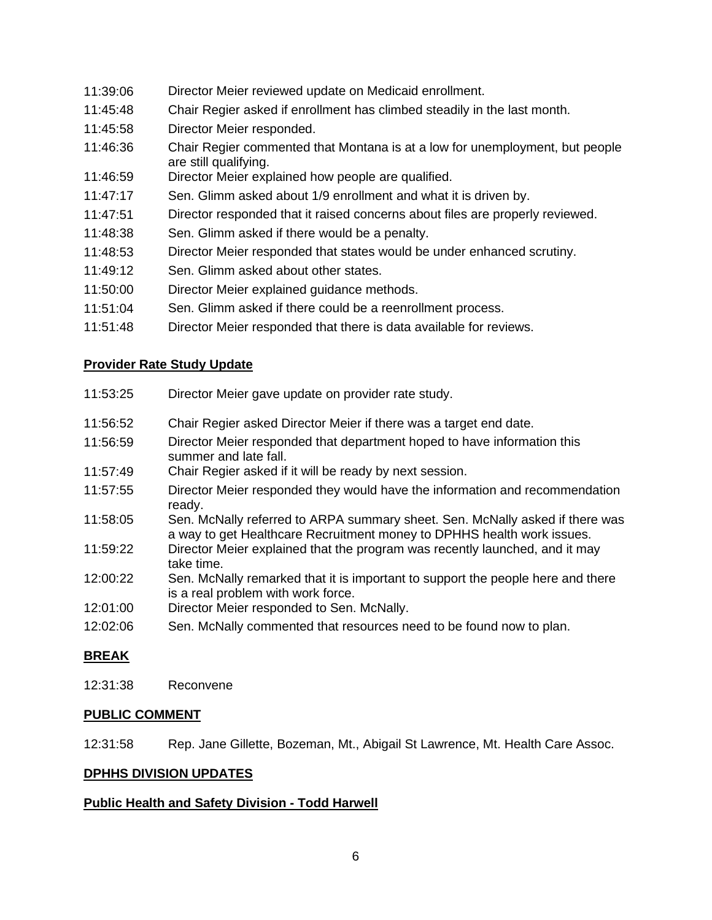11:39:06 Director Meier reviewed update on Medicaid enrollment.

11:45:48 Chair Regier asked if enrollment has climbed steadily in the last month.

11:45:58 Director Meier responded.

11:46:36 Chair Regier commented that Montana is at a low for unemployment, but people are still qualifying.

11:46:59 Director Meier explained how people are qualified.

11:47:17 Sen. Glimm asked about 1/9 enrollment and what it is driven by.

11:47:51 Director responded that it raised concerns about files are properly reviewed.

11:48:38 Sen. Glimm asked if there would be a penalty.

11:48:53 Director Meier responded that states would be under enhanced scrutiny.

11:49:12 Sen. Glimm asked about other states.

11:50:00 Director Meier explained guidance methods.

11:51:04 Sen. Glimm asked if there could be a reenrollment process.

11:51:48 Director Meier responded that there is data available for reviews.

**Provider Rate Study Update**

11:53:25 Director Meier gave update on provider rate study.

11:56:52 Chair Regier asked Director Meier if there was a target end date.

11:56:59 Director Meier responded that department hoped to have information this summer and late fall.

11:57:49 Chair Regier asked if it will be ready by next session.

11:57:55 Director Meier responded they would have the information and recommendation ready.

11:58:05 Sen. McNally referred to ARPA summary sheet. Sen. McNally asked if there was a way to get Healthcare Recruitment money to DPHHS health work issues.

11:59:22 Director Meier explained that the program was recently launched, and it may take time.

12:00:22 Sen. McNally remarked that it is important to support the people here and there is a real problem with work force.

12:01:00 Director Meier responded to Sen. McNally.

12:02:06 Sen. McNally commented that resources need to be found now to plan.

**BREAK**

12:31:38 Reconvene

**PUBLIC COMMENT**

12:31:58 Rep. Jane Gillette, Bozeman, Mt., Abigail St Lawrence, Mt. Health Care Assoc.

**DPHHS DIVISION UPDATES**

**Public Health and Safety Division - Todd Harwell**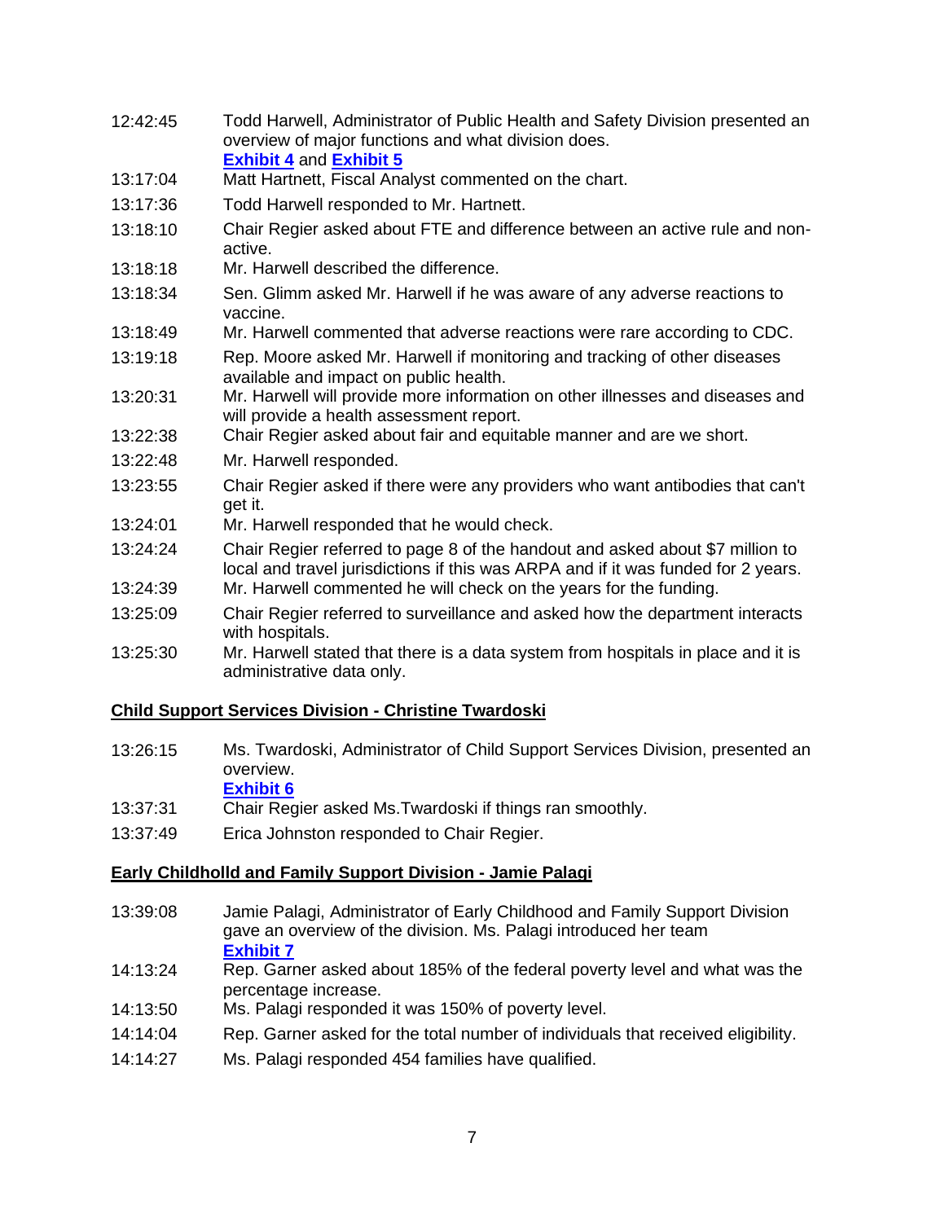| | |
|---|---|
| 12:42:45 | Todd Harwell, Administrator of Public Health and Safety Division presented an overview of major functions and what division does. **Exhibit 4** and **Exhibit 5** |
| 13:17:04 | Matt Hartnett, Fiscal Analyst commented on the chart. |
| 13:17:36 | Todd Harwell responded to Mr. Hartnett. |
| 13:18:10 | Chair Regier asked about FTE and difference between an active rule and non-active. |
| 13:18:18 | Mr. Harwell described the difference. |
| 13:18:34 | Sen. Glimm asked Mr. Harwell if he was aware of any adverse reactions to vaccine. |
| 13:18:49 | Mr. Harwell commented that adverse reactions were rare according to CDC. |
| 13:19:18 | Rep. Moore asked Mr. Harwell if monitoring and tracking of other diseases available and impact on public health. |
| 13:20:31 | Mr. Harwell will provide more information on other illnesses and diseases and will provide a health assessment report. |
| 13:22:38 | Chair Regier asked about fair and equitable manner and are we short. |
| 13:22:48 | Mr. Harwell responded. |
| 13:23:55 | Chair Regier asked if there were any providers who want antibodies that can't get it. |
| 13:24:01 | Mr. Harwell responded that he would check. |
| 13:24:24 | Chair Regier referred to page 8 of the handout and asked about $7 million to local and travel jurisdictions if this was ARPA and if it was funded for 2 years. |
| 13:24:39 | Mr. Harwell commented he will check on the years for the funding. |
| 13:25:09 | Chair Regier referred to surveillance and asked how the department interacts with hospitals. |
| 13:25:30 | Mr. Harwell stated that there is a data system from hospitals in place and it is administrative data only. |

**Child Support Services Division - Christine Twardoski**

| | |
|---|---|
| 13:26:15 | Ms. Twardoski, Administrator of Child Support Services Division, presented an overview. **Exhibit 6** |
| 13:37:31 | Chair Regier asked Ms.Twardoski if things ran smoothly. |
| 13:37:49 | Erica Johnston responded to Chair Regier. |

**Early Childholld and Family Support Division - Jamie Palagi**

| | |
|---|---|
| 13:39:08 | Jamie Palagi, Administrator of Early Childhood and Family Support Division gave an overview of the division. Ms. Palagi introduced her team **Exhibit 7** |
| 14:13:24 | Rep. Garner asked about 185% of the federal poverty level and what was the percentage increase. |
| 14:13:50 | Ms. Palagi responded it was 150% of poverty level. |
| 14:14:04 | Rep. Garner asked for the total number of individuals that received eligibility. |
| 14:14:27 | Ms. Palagi responded 454 families have qualified. |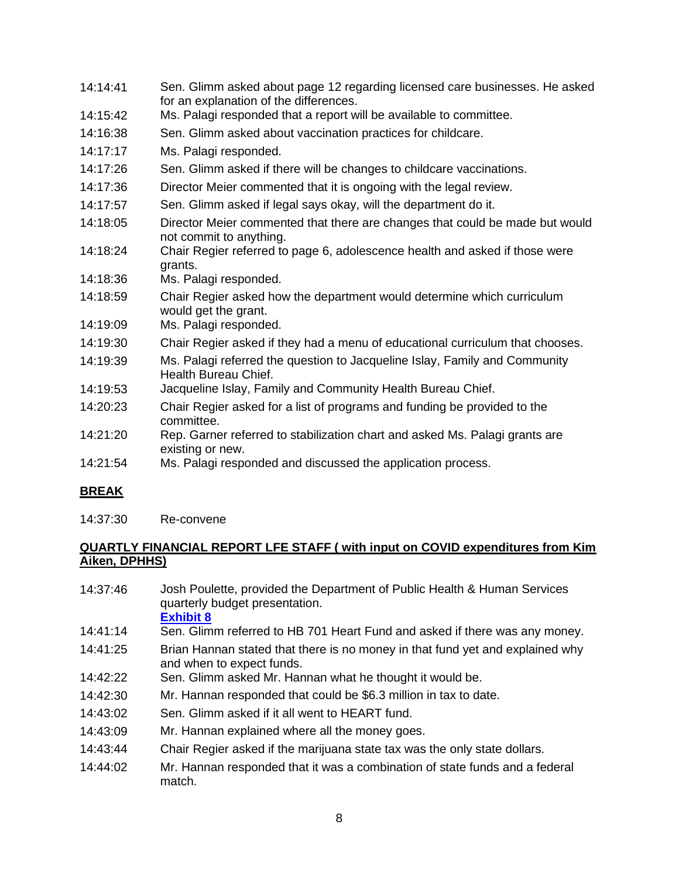| | |
|---|---|
| 14:14:41 | Sen. Glimm asked about page 12 regarding licensed care businesses. He asked for an explanation of the differences. |
| 14:15:42 | Ms. Palagi responded that a report will be available to committee. |
| 14:16:38 | Sen. Glimm asked about vaccination practices for childcare. |
| 14:17:17 | Ms. Palagi responded. |
| 14:17:26 | Sen. Glimm asked if there will be changes to childcare vaccinations. |
| 14:17:36 | Director Meier commented that it is ongoing with the legal review. |
| 14:17:57 | Sen. Glimm asked if legal says okay, will the department do it. |
| 14:18:05 | Director Meier commented that there are changes that could be made but would not commit to anything. |
| 14:18:24 | Chair Regier referred to page 6, adolescence health and asked if those were grants. |
| 14:18:36 | Ms. Palagi responded. |
| 14:18:59 | Chair Regier asked how the department would determine which curriculum would get the grant. |
| 14:19:09 | Ms. Palagi responded. |
| 14:19:30 | Chair Regier asked if they had a menu of educational curriculum that chooses. |
| 14:19:39 | Ms. Palagi referred the question to Jacqueline Islay, Family and Community Health Bureau Chief. |
| 14:19:53 | Jacqueline Islay, Family and Community Health Bureau Chief. |
| 14:20:23 | Chair Regier asked for a list of programs and funding be provided to the committee. |
| 14:21:20 | Rep. Garner referred to stabilization chart and asked Ms. Palagi grants are existing or new. |
| 14:21:54 | Ms. Palagi responded and discussed the application process. |

**BREAK**

| | |
|---|---|
| 14:37:30 | Re-convene |

**QUARTLY FINANCIAL REPORT LFE STAFF ( with input on COVID expenditures from Kim Aiken, DPHHS)**

| | |
|---|---|
| 14:37:46 | Josh Poulette, provided the Department of Public Health & Human Services quarterly budget presentation. **Exhibit 8** |
| 14:41:14 | Sen. Glimm referred to HB 701 Heart Fund and asked if there was any money. |
| 14:41:25 | Brian Hannan stated that there is no money in that fund yet and explained why and when to expect funds. |
| 14:42:22 | Sen. Glimm asked Mr. Hannan what he thought it would be. |
| 14:42:30 | Mr. Hannan responded that could be $6.3 million in tax to date. |
| 14:43:02 | Sen. Glimm asked if it all went to HEART fund. |
| 14:43:09 | Mr. Hannan explained where all the money goes. |
| 14:43:44 | Chair Regier asked if the marijuana state tax was the only state dollars. |
| 14:44:02 | Mr. Hannan responded that it was a combination of state funds and a federal match. |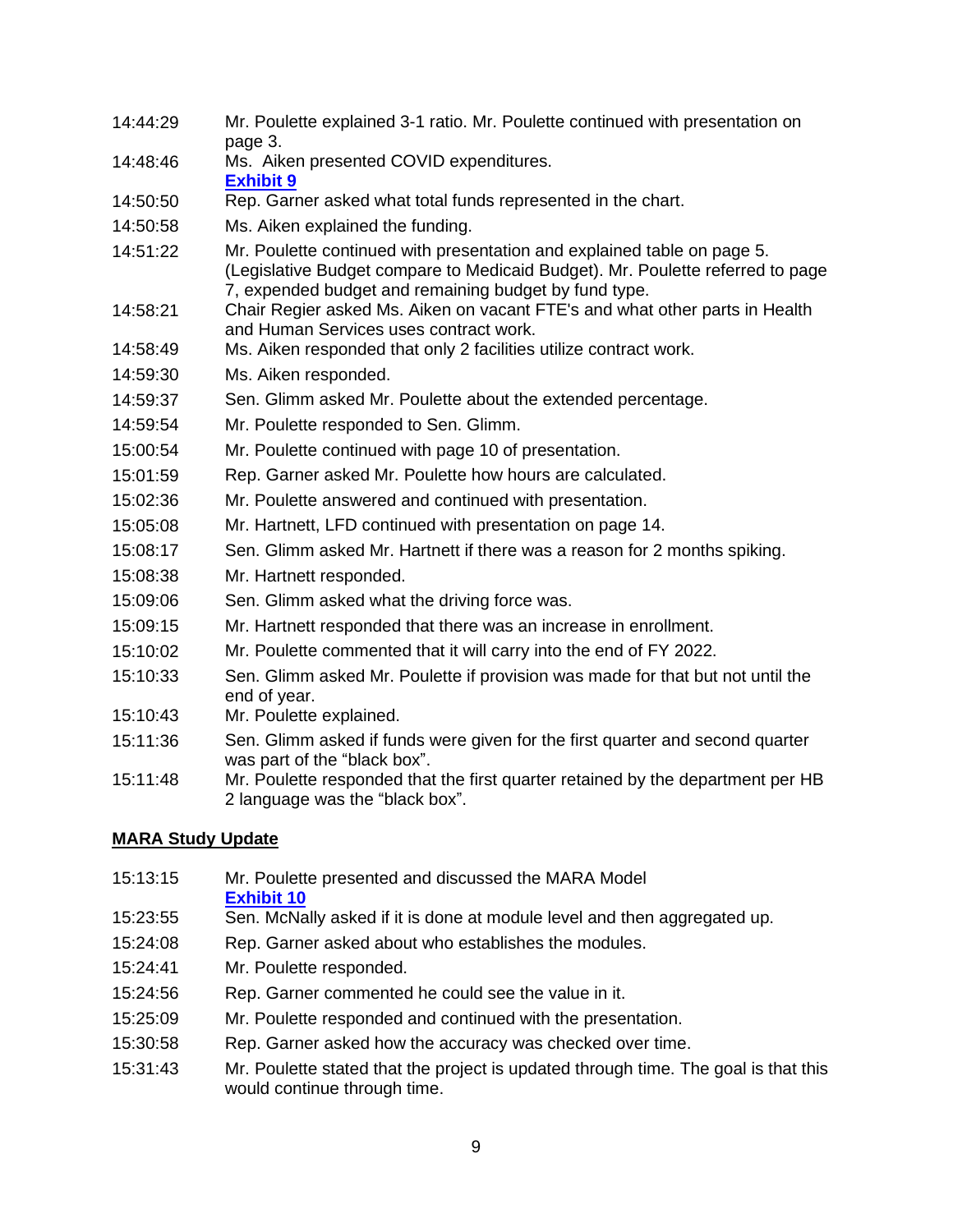| | |
|---|---|
| 14:44:29 | Mr. Poulette explained 3-1 ratio. Mr. Poulette continued with presentation on page 3. |
| 14:48:46 | Ms. Aiken presented COVID expenditures. **Exhibit 9** |
| 14:50:50 | Rep. Garner asked what total funds represented in the chart. |
| 14:50:58 | Ms. Aiken explained the funding. |
| 14:51:22 | Mr. Poulette continued with presentation and explained table on page 5. (Legislative Budget compare to Medicaid Budget). Mr. Poulette referred to page 7, expended budget and remaining budget by fund type. |
| 14:58:21 | Chair Regier asked Ms. Aiken on vacant FTE's and what other parts in Health and Human Services uses contract work. |
| 14:58:49 | Ms. Aiken responded that only 2 facilities utilize contract work. |
| 14:59:30 | Ms. Aiken responded. |
| 14:59:37 | Sen. Glimm asked Mr. Poulette about the extended percentage. |
| 14:59:54 | Mr. Poulette responded to Sen. Glimm. |
| 15:00:54 | Mr. Poulette continued with page 10 of presentation. |
| 15:01:59 | Rep. Garner asked Mr. Poulette how hours are calculated. |
| 15:02:36 | Mr. Poulette answered and continued with presentation. |
| 15:05:08 | Mr. Hartnett, LFD continued with presentation on page 14. |
| 15:08:17 | Sen. Glimm asked Mr. Hartnett if there was a reason for 2 months spiking. |
| 15:08:38 | Mr. Hartnett responded. |
| 15:09:06 | Sen. Glimm asked what the driving force was. |
| 15:09:15 | Mr. Hartnett responded that there was an increase in enrollment. |
| 15:10:02 | Mr. Poulette commented that it will carry into the end of FY 2022. |
| 15:10:33 | Sen. Glimm asked Mr. Poulette if provision was made for that but not until the end of year. |
| 15:10:43 | Mr. Poulette explained. |
| 15:11:36 | Sen. Glimm asked if funds were given for the first quarter and second quarter was part of the "black box". |
| 15:11:48 | Mr. Poulette responded that the first quarter retained by the department per HB 2 language was the "black box". |

**MARA Study Update**

| | |
|---|---|
| 15:13:15 | Mr. Poulette presented and discussed the MARA Model **Exhibit 10** |
| 15:23:55 | Sen. McNally asked if it is done at module level and then aggregated up. |
| 15:24:08 | Rep. Garner asked about who establishes the modules. |
| 15:24:41 | Mr. Poulette responded. |
| 15:24:56 | Rep. Garner commented he could see the value in it. |
| 15:25:09 | Mr. Poulette responded and continued with the presentation. |
| 15:30:58 | Rep. Garner asked how the accuracy was checked over time. |
| 15:31:43 | Mr. Poulette stated that the project is updated through time. The goal is that this would continue through time. |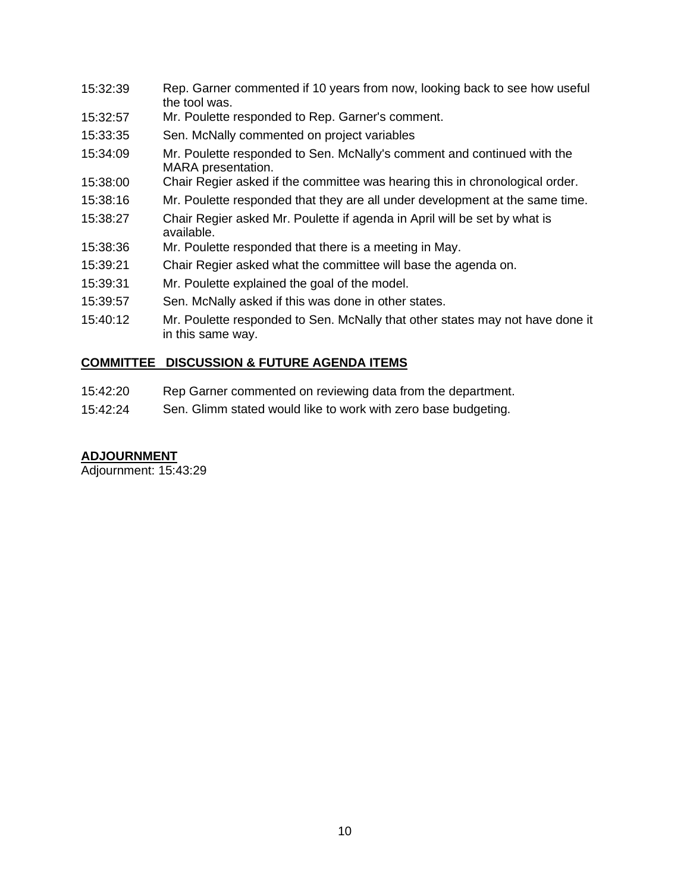15:32:39 Rep. Garner commented if 10 years from now, looking back to see how useful the tool was.

15:32:57 Mr. Poulette responded to Rep. Garner's comment.

15:33:35 Sen. McNally commented on project variables

15:34:09 Mr. Poulette responded to Sen. McNally's comment and continued with the MARA presentation.

15:38:00 Chair Regier asked if the committee was hearing this in chronological order.

15:38:16 Mr. Poulette responded that they are all under development at the same time.

15:38:27 Chair Regier asked Mr. Poulette if agenda in April will be set by what is available.

15:38:36 Mr. Poulette responded that there is a meeting in May.

15:39:21 Chair Regier asked what the committee will base the agenda on.

15:39:31 Mr. Poulette explained the goal of the model.

15:39:57 Sen. McNally asked if this was done in other states.

15:40:12 Mr. Poulette responded to Sen. McNally that other states may not have done it in this same way.

**COMMITTEE DISCUSSION & FUTURE AGENDA ITEMS**

15:42:20 Rep Garner commented on reviewing data from the department.

15:42:24 Sen. Glimm stated would like to work with zero base budgeting.

**ADJOURNMENT**

Adjournment: 15:43:29